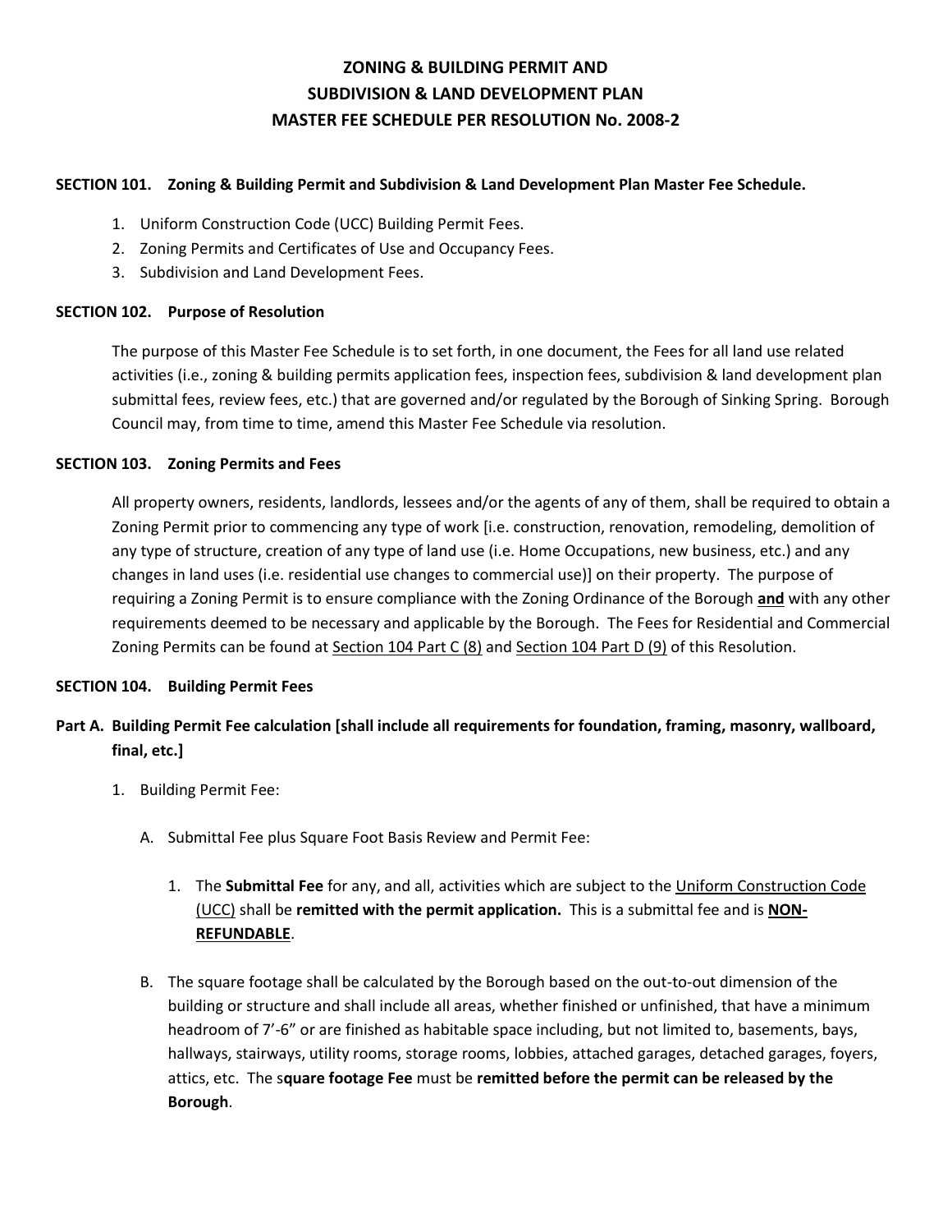# ZONING & BUILDING PERMIT AND SUBDIVISION & LAND DEVELOPMENT PLAN MASTER FEE SCHEDULE PER RESOLUTION No. 2008-2

**SECTION 101. Zoning & Building Permit and Subdivision & Land Development Plan Master Fee Schedule.**

1. Uniform Construction Code (UCC) Building Permit Fees.
2. Zoning Permits and Certificates of Use and Occupancy Fees.
3. Subdivision and Land Development Fees.

**SECTION 102. Purpose of Resolution**

The purpose of this Master Fee Schedule is to set forth, in one document, the Fees for all land use related activities (i.e., zoning & building permits application fees, inspection fees, subdivision & land development plan submittal fees, review fees, etc.) that are governed and/or regulated by the Borough of Sinking Spring. Borough Council may, from time to time, amend this Master Fee Schedule via resolution.

**SECTION 103. Zoning Permits and Fees**

All property owners, residents, landlords, lessees and/or the agents of any of them, shall be required to obtain a Zoning Permit prior to commencing any type of work [i.e. construction, renovation, remodeling, demolition of any type of structure, creation of any type of land use (i.e. Home Occupations, new business, etc.) and any changes in land uses (i.e. residential use changes to commercial use)] on their property. The purpose of requiring a Zoning Permit is to ensure compliance with the Zoning Ordinance of the Borough **and** with any other requirements deemed to be necessary and applicable by the Borough. The Fees for Residential and Commercial Zoning Permits can be found at Section 104 Part C (8) and Section 104 Part D (9) of this Resolution.

**SECTION 104. Building Permit Fees**

**Part A. Building Permit Fee calculation [shall include all requirements for foundation, framing, masonry, wallboard, final, etc.]**

1. Building Permit Fee:

   A. Submittal Fee plus Square Foot Basis Review and Permit Fee:

      1. The **Submittal Fee** for any, and all, activities which are subject to the Uniform Construction Code (UCC) shall be **remitted with the permit application.** This is a submittal fee and is **NON-REFUNDABLE**.

   B. The square footage shall be calculated by the Borough based on the out-to-out dimension of the building or structure and shall include all areas, whether finished or unfinished, that have a minimum headroom of 7'-6" or are finished as habitable space including, but not limited to, basements, bays, hallways, stairways, utility rooms, storage rooms, lobbies, attached garages, detached garages, foyers, attics, etc. The s**quare footage Fee** must be **remitted before the permit can be released by the Borough**.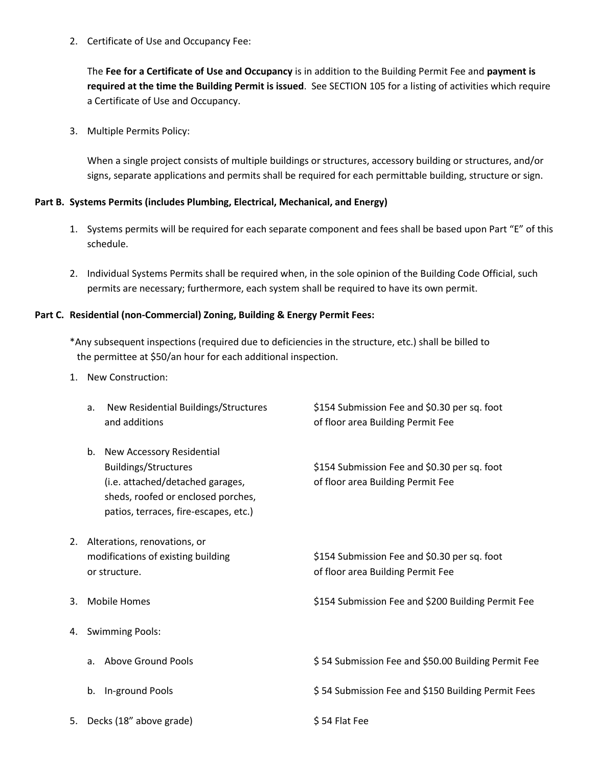2. Certificate of Use and Occupancy Fee:

   The **Fee for a Certificate of Use and Occupancy** is in addition to the Building Permit Fee and **payment is required at the time the Building Permit is issued**. See SECTION 105 for a listing of activities which require a Certificate of Use and Occupancy.

3. Multiple Permits Policy:

   When a single project consists of multiple buildings or structures, accessory building or structures, and/or signs, separate applications and permits shall be required for each permittable building, structure or sign.

**Part B. Systems Permits (includes Plumbing, Electrical, Mechanical, and Energy)**

1. Systems permits will be required for each separate component and fees shall be based upon Part "E" of this schedule.

2. Individual Systems Permits shall be required when, in the sole opinion of the Building Code Official, such permits are necessary; furthermore, each system shall be required to have its own permit.

**Part C. Residential (non-Commercial) Zoning, Building & Energy Permit Fees:**

*Any subsequent inspections (required due to deficiencies in the structure, etc.) shall be billed to the permittee at $50/an hour for each additional inspection.

| | |
|---|---|
| 1. New Construction: | |
| a. New Residential Buildings/Structures and additions | $154 Submission Fee and $0.30 per sq. foot of floor area Building Permit Fee |
| b. New Accessory Residential Buildings/Structures (i.e. attached/detached garages, sheds, roofed or enclosed porches, patios, terraces, fire-escapes, etc.) | $154 Submission Fee and $0.30 per sq. foot of floor area Building Permit Fee |
| 2. Alterations, renovations, or modifications of existing building or structure. | $154 Submission Fee and $0.30 per sq. foot of floor area Building Permit Fee |
| 3. Mobile Homes | $154 Submission Fee and $200 Building Permit Fee |
| 4. Swimming Pools: | |
| a. Above Ground Pools | $ 54 Submission Fee and $50.00 Building Permit Fee |
| b. In-ground Pools | $ 54 Submission Fee and $150 Building Permit Fees |
| 5. Decks (18" above grade) | $ 54 Flat Fee |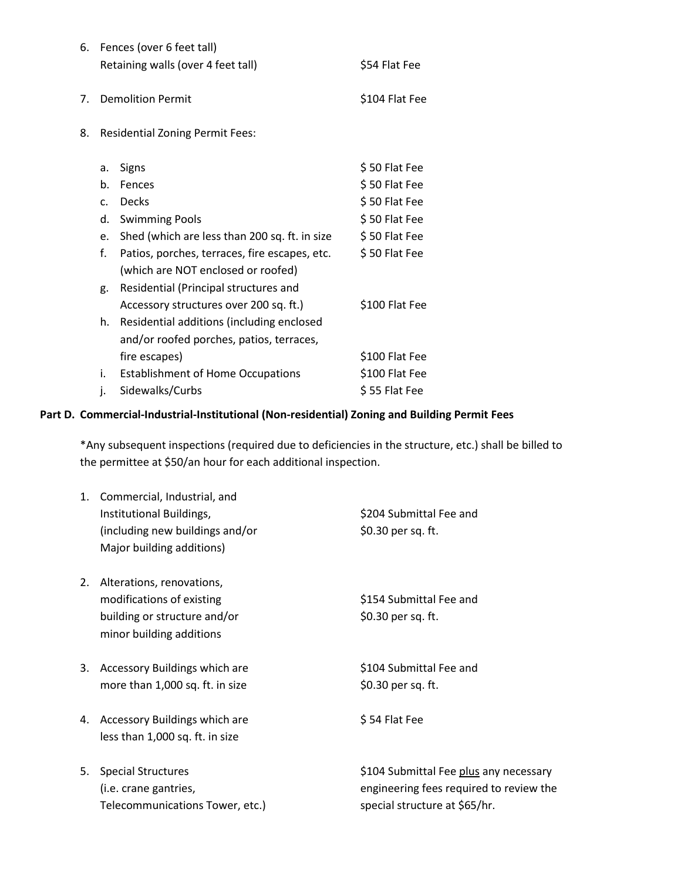6. Fences (over 6 feet tall)
   Retaining walls (over 4 feet tall) — $54 Flat Fee

7. Demolition Permit — $104 Flat Fee

8. Residential Zoning Permit Fees:

   a. Signs — $ 50 Flat Fee
   b. Fences — $ 50 Flat Fee
   c. Decks — $ 50 Flat Fee
   d. Swimming Pools — $ 50 Flat Fee
   e. Shed (which are less than 200 sq. ft. in size — $ 50 Flat Fee
   f. Patios, porches, terraces, fire escapes, etc. (which are NOT enclosed or roofed) — $ 50 Flat Fee
   g. Residential (Principal structures and Accessory structures over 200 sq. ft.) — $100 Flat Fee
   h. Residential additions (including enclosed and/or roofed porches, patios, terraces, fire escapes) — $100 Flat Fee
   i. Establishment of Home Occupations — $100 Flat Fee
   j. Sidewalks/Curbs — $ 55 Flat Fee

**Part D. Commercial-Industrial-Institutional (Non-residential) Zoning and Building Permit Fees**

*Any subsequent inspections (required due to deficiencies in the structure, etc.) shall be billed to the permittee at $50/an hour for each additional inspection.

1. Commercial, Industrial, and Institutional Buildings, (including new buildings and/or Major building additions) — $204 Submittal Fee and $0.30 per sq. ft.

2. Alterations, renovations, modifications of existing building or structure and/or minor building additions — $154 Submittal Fee and $0.30 per sq. ft.

3. Accessory Buildings which are more than 1,000 sq. ft. in size — $104 Submittal Fee and $0.30 per sq. ft.

4. Accessory Buildings which are less than 1,000 sq. ft. in size — $ 54 Flat Fee

5. Special Structures (i.e. crane gantries, Telecommunications Tower, etc.) — $104 Submittal Fee plus any necessary engineering fees required to review the special structure at $65/hr.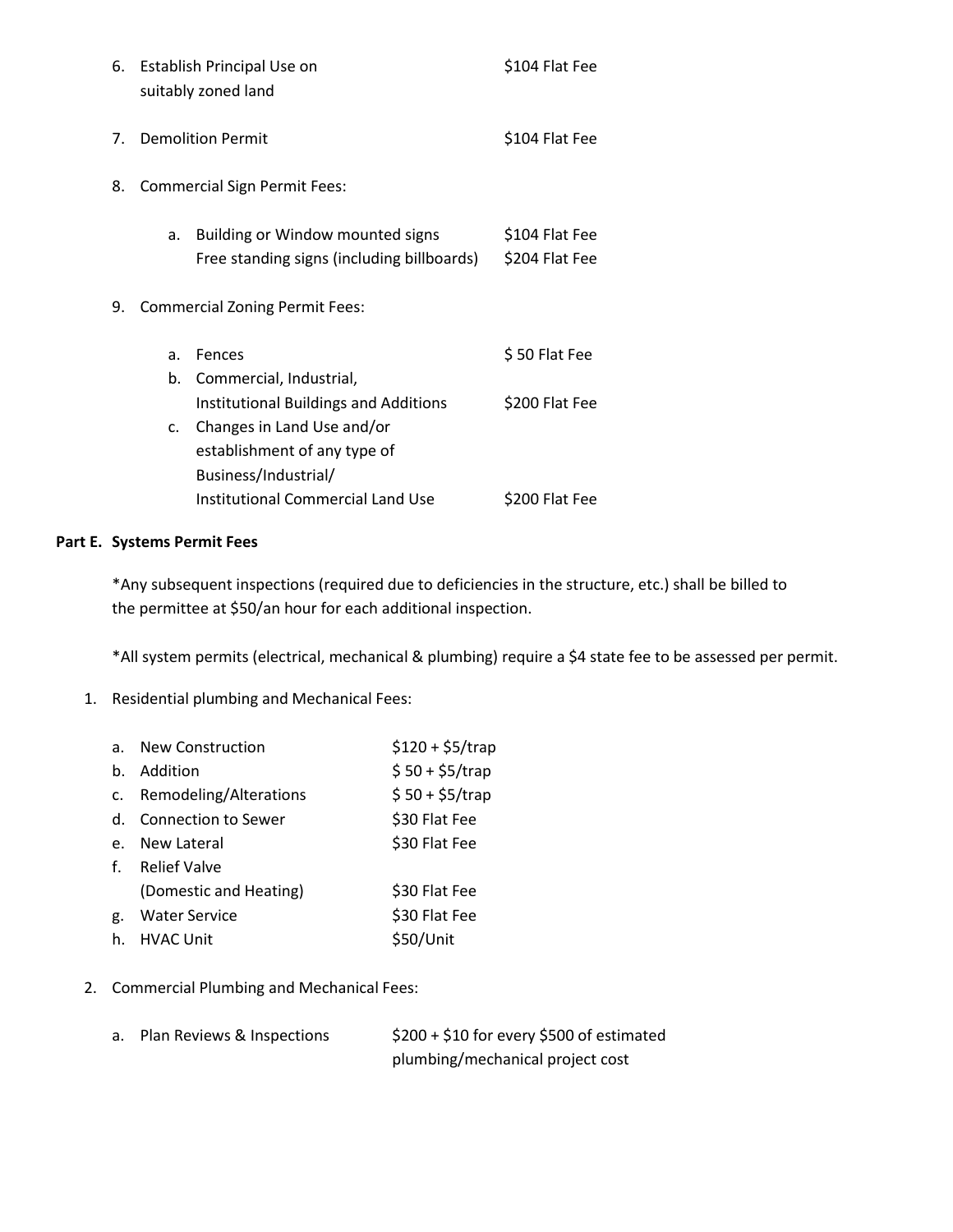6. Establish Principal Use on suitably zoned land — $104 Flat Fee

7. Demolition Permit — $104 Flat Fee

8. Commercial Sign Permit Fees:

   a. Building or Window mounted signs — $104 Flat Fee
      Free standing signs (including billboards) — $204 Flat Fee

9. Commercial Zoning Permit Fees:

   a. Fences — $ 50 Flat Fee
   b. Commercial, Industrial, Institutional Buildings and Additions — $200 Flat Fee
   c. Changes in Land Use and/or establishment of any type of Business/Industrial/ Institutional Commercial Land Use — $200 Flat Fee

**Part E. Systems Permit Fees**

*Any subsequent inspections (required due to deficiencies in the structure, etc.) shall be billed to the permittee at $50/an hour for each additional inspection.

*All system permits (electrical, mechanical & plumbing) require a $4 state fee to be assessed per permit.

1. Residential plumbing and Mechanical Fees:

   a. New Construction — $120 + $5/trap
   b. Addition — $ 50 + $5/trap
   c. Remodeling/Alterations — $ 50 + $5/trap
   d. Connection to Sewer — $30 Flat Fee
   e. New Lateral — $30 Flat Fee
   f. Relief Valve (Domestic and Heating) — $30 Flat Fee
   g. Water Service — $30 Flat Fee
   h. HVAC Unit — $50/Unit

2. Commercial Plumbing and Mechanical Fees:

   a. Plan Reviews & Inspections — $200 + $10 for every $500 of estimated plumbing/mechanical project cost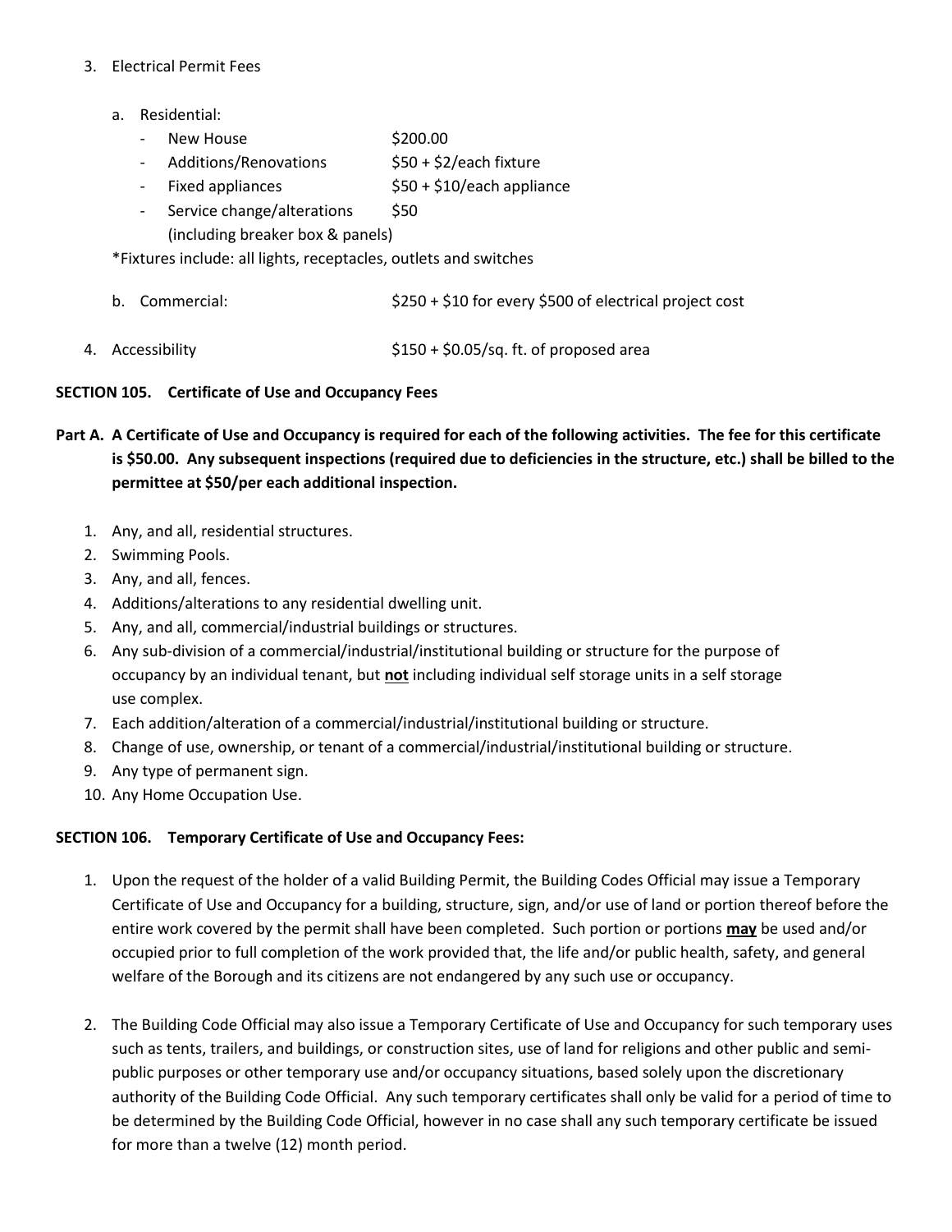3. Electrical Permit Fees

   a. Residential:

| | |
|---|---|
| - New House | $200.00 |
| - Additions/Renovations | $50 + $2/each fixture |
| - Fixed appliances | $50 + $10/each appliance |
| - Service change/alterations (including breaker box & panels) | $50 |

   *Fixtures include: all lights, receptacles, outlets and switches

   b. Commercial: $250 + $10 for every $500 of electrical project cost

4. Accessibility $150 + $0.05/sq. ft. of proposed area

**SECTION 105. Certificate of Use and Occupancy Fees**

**Part A. A Certificate of Use and Occupancy is required for each of the following activities. The fee for this certificate is $50.00. Any subsequent inspections (required due to deficiencies in the structure, etc.) shall be billed to the permittee at $50/per each additional inspection.**

1. Any, and all, residential structures.
2. Swimming Pools.
3. Any, and all, fences.
4. Additions/alterations to any residential dwelling unit.
5. Any, and all, commercial/industrial buildings or structures.
6. Any sub-division of a commercial/industrial/institutional building or structure for the purpose of occupancy by an individual tenant, but **not** including individual self storage units in a self storage use complex.
7. Each addition/alteration of a commercial/industrial/institutional building or structure.
8. Change of use, ownership, or tenant of a commercial/industrial/institutional building or structure.
9. Any type of permanent sign.
10. Any Home Occupation Use.

**SECTION 106. Temporary Certificate of Use and Occupancy Fees:**

1. Upon the request of the holder of a valid Building Permit, the Building Codes Official may issue a Temporary Certificate of Use and Occupancy for a building, structure, sign, and/or use of land or portion thereof before the entire work covered by the permit shall have been completed. Such portion or portions **may** be used and/or occupied prior to full completion of the work provided that, the life and/or public health, safety, and general welfare of the Borough and its citizens are not endangered by any such use or occupancy.

2. The Building Code Official may also issue a Temporary Certificate of Use and Occupancy for such temporary uses such as tents, trailers, and buildings, or construction sites, use of land for religions and other public and semi-public purposes or other temporary use and/or occupancy situations, based solely upon the discretionary authority of the Building Code Official. Any such temporary certificates shall only be valid for a period of time to be determined by the Building Code Official, however in no case shall any such temporary certificate be issued for more than a twelve (12) month period.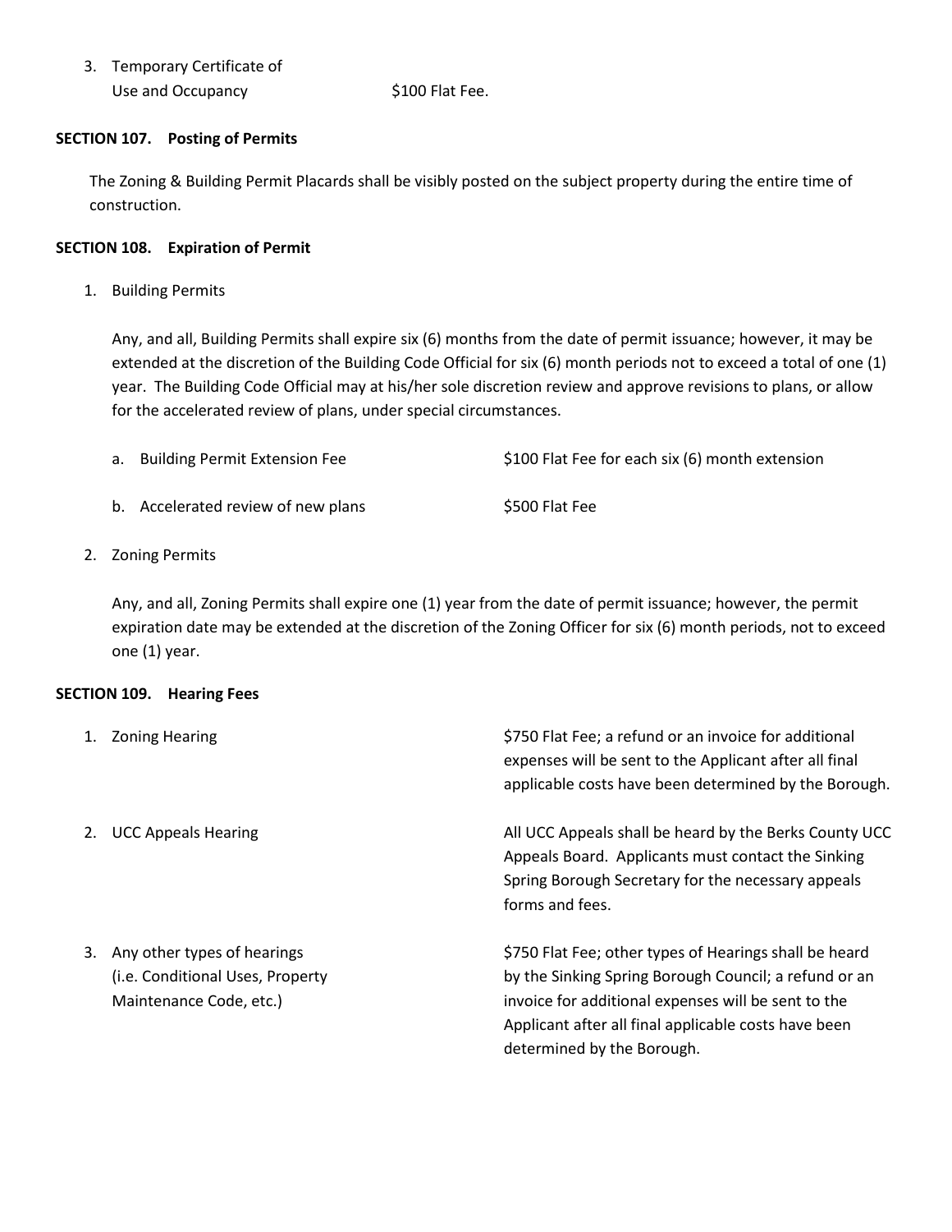3. Temporary Certificate of Use and Occupancy — $100 Flat Fee.

**SECTION 107. Posting of Permits**

The Zoning & Building Permit Placards shall be visibly posted on the subject property during the entire time of construction.

**SECTION 108. Expiration of Permit**

1. Building Permits

   Any, and all, Building Permits shall expire six (6) months from the date of permit issuance; however, it may be extended at the discretion of the Building Code Official for six (6) month periods not to exceed a total of one (1) year. The Building Code Official may at his/her sole discretion review and approve revisions to plans, or allow for the accelerated review of plans, under special circumstances.

   a. Building Permit Extension Fee — $100 Flat Fee for each six (6) month extension

   b. Accelerated review of new plans — $500 Flat Fee

2. Zoning Permits

   Any, and all, Zoning Permits shall expire one (1) year from the date of permit issuance; however, the permit expiration date may be extended at the discretion of the Zoning Officer for six (6) month periods, not to exceed one (1) year.

**SECTION 109. Hearing Fees**

| | |
|---|---|
| 1. Zoning Hearing | $750 Flat Fee; a refund or an invoice for additional expenses will be sent to the Applicant after all final applicable costs have been determined by the Borough. |
| 2. UCC Appeals Hearing | All UCC Appeals shall be heard by the Berks County UCC Appeals Board. Applicants must contact the Sinking Spring Borough Secretary for the necessary appeals forms and fees. |
| 3. Any other types of hearings (i.e. Conditional Uses, Property Maintenance Code, etc.) | $750 Flat Fee; other types of Hearings shall be heard by the Sinking Spring Borough Council; a refund or an invoice for additional expenses will be sent to the Applicant after all final applicable costs have been determined by the Borough. |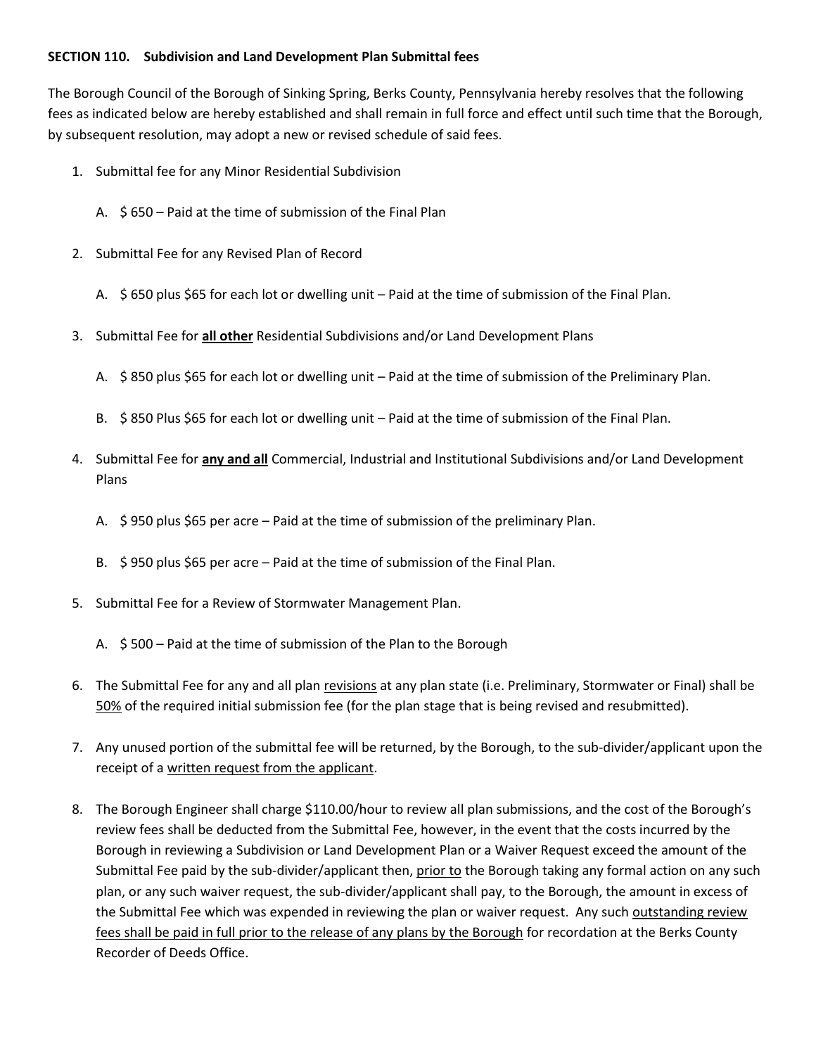**SECTION 110. Subdivision and Land Development Plan Submittal fees**

The Borough Council of the Borough of Sinking Spring, Berks County, Pennsylvania hereby resolves that the following fees as indicated below are hereby established and shall remain in full force and effect until such time that the Borough, by subsequent resolution, may adopt a new or revised schedule of said fees.

1. Submittal fee for any Minor Residential Subdivision

   A. $ 650 – Paid at the time of submission of the Final Plan

2. Submittal Fee for any Revised Plan of Record

   A. $ 650 plus $65 for each lot or dwelling unit – Paid at the time of submission of the Final Plan.

3. Submittal Fee for **<u>all other</u>** Residential Subdivisions and/or Land Development Plans

   A. $ 850 plus $65 for each lot or dwelling unit – Paid at the time of submission of the Preliminary Plan.

   B. $ 850 Plus $65 for each lot or dwelling unit – Paid at the time of submission of the Final Plan.

4. Submittal Fee for **<u>any and all</u>** Commercial, Industrial and Institutional Subdivisions and/or Land Development Plans

   A. $ 950 plus $65 per acre – Paid at the time of submission of the preliminary Plan.

   B. $ 950 plus $65 per acre – Paid at the time of submission of the Final Plan.

5. Submittal Fee for a Review of Stormwater Management Plan.

   A. $ 500 – Paid at the time of submission of the Plan to the Borough

6. The Submittal Fee for any and all plan <u>revisions</u> at any plan state (i.e. Preliminary, Stormwater or Final) shall be <u>50%</u> of the required initial submission fee (for the plan stage that is being revised and resubmitted).

7. Any unused portion of the submittal fee will be returned, by the Borough, to the sub-divider/applicant upon the receipt of a <u>written request from the applicant</u>.

8. The Borough Engineer shall charge $110.00/hour to review all plan submissions, and the cost of the Borough's review fees shall be deducted from the Submittal Fee, however, in the event that the costs incurred by the Borough in reviewing a Subdivision or Land Development Plan or a Waiver Request exceed the amount of the Submittal Fee paid by the sub-divider/applicant then, <u>prior to</u> the Borough taking any formal action on any such plan, or any such waiver request, the sub-divider/applicant shall pay, to the Borough, the amount in excess of the Submittal Fee which was expended in reviewing the plan or waiver request. Any such <u>outstanding review fees shall be paid in full prior to the release of any plans by the Borough</u> for recordation at the Berks County Recorder of Deeds Office.